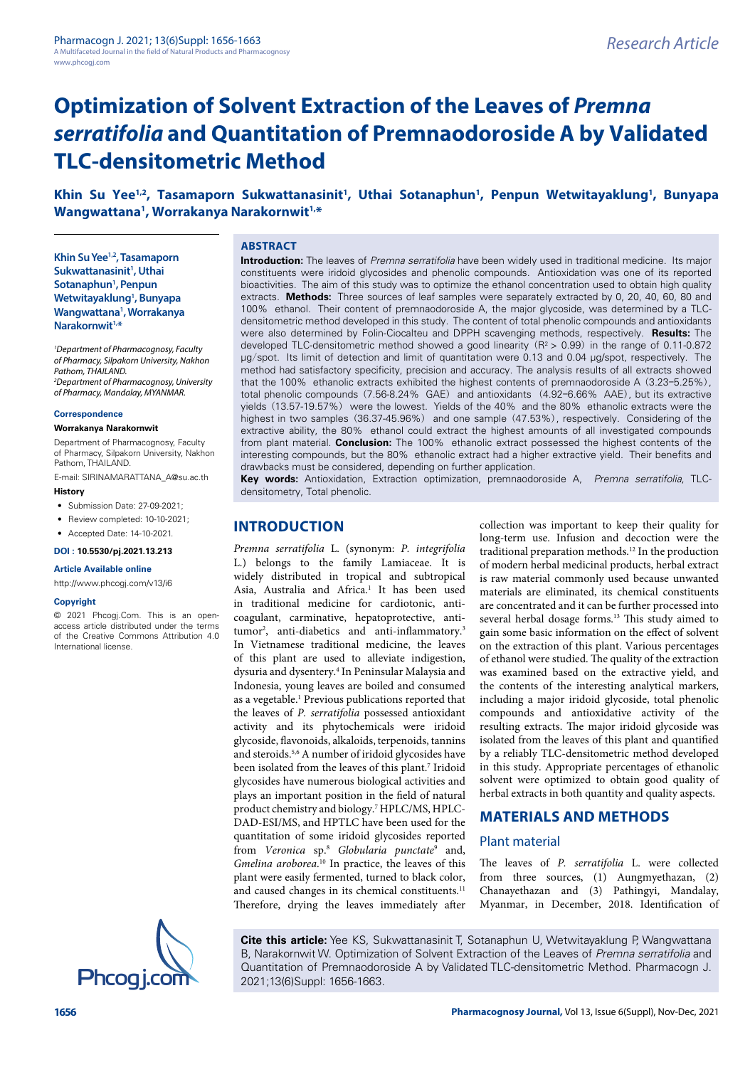Research Article

# Optimization of Solvent Extraction of the Leaves of *Premna serratifolia* and Quantitation of Premnaodoroside A by Validated TLC-densitometric Method

**Khin Su Yee[1,2], Tasamaporn Sukwattanasinit[1], Uthai Sotanaphun[1], Penpun Wetwitayaklung[1], Bunyapa Wangwattana[1], Worrakanya Narakornwit[1,*]**

**Khin Su Yee[1,2], Tasamaporn Sukwattanasinit[1], Uthai Sotanaphun[1], Penpun Wetwitayaklung[1], Bunyapa Wangwattana[1], Worrakanya Narakornwit[1,*]**

*[1]Department of Pharmacognosy, Faculty of Pharmacy, Silpakorn University, Nakhon Pathom, THAILAND.*
*[2]Department of Pharmacognosy, University of Pharmacy, Mandalay, MYANMAR.*

**Correspondence**

**Worrakanya Narakornwit**

Department of Pharmacognosy, Faculty of Pharmacy, Silpakorn University, Nakhon Pathom, THAILAND.

E-mail: SIRINAMARATTANA_A@su.ac.th

**History**

- Submission Date: 27-09-2021;
- Review completed: 10-10-2021;
- Accepted Date: 14-10-2021.

**DOI : 10.5530/pj.2021.13.213**

**Article Available online**

http://www.phcogj.com/v13/i6

**Copyright**

© 2021 Phcogj.Com. This is an open-access article distributed under the terms of the Creative Commons Attribution 4.0 International license.

## ABSTRACT

**Introduction:** The leaves of *Premna serratifolia* have been widely used in traditional medicine. Its major constituents were iridoid glycosides and phenolic compounds. Antioxidation was one of its reported bioactivities. The aim of this study was to optimize the ethanol concentration used to obtain high quality extracts. **Methods:** Three sources of leaf samples were separately extracted by 0, 20, 40, 60, 80 and 100% ethanol. Their content of premnaodoroside A, the major glycoside, was determined by a TLC-densitometric method developed in this study. The content of total phenolic compounds and antioxidants were also determined by Folin-Ciocalteu and DPPH scavenging methods, respectively. **Results:** The developed TLC-densitometric method showed a good linearity ($R^2 > 0.99$) in the range of 0.11-0.872 µg/spot. Its limit of detection and limit of quantitation were 0.13 and 0.04 µg/spot, respectively. The method had satisfactory specificity, precision and accuracy. The analysis results of all extracts showed that the 100% ethanolic extracts exhibited the highest contents of premnaodoroside A (3.23–5.25%), total phenolic compounds (7.56-8.24% GAE) and antioxidants (4.92–6.66% AAE), but its extractive yields (13.57-19.57%) were the lowest. Yields of the 40% and the 80% ethanolic extracts were the highest in two samples (36.37-45.96%) and one sample (47.53%), respectively. Considering of the extractive ability, the 80% ethanol could extract the highest amounts of all investigated compounds from plant material. **Conclusion:** The 100% ethanolic extract possessed the highest contents of the interesting compounds, but the 80% ethanolic extract had a higher extractive yield. Their benefits and drawbacks must be considered, depending on further application.

**Key words:** Antioxidation, Extraction optimization, premnaodoroside A, *Premna serratifolia*, TLC-densitometry, Total phenolic.

## INTRODUCTION

*Premna serratifolia* L. (synonym: *P. integrifolia* L.) belongs to the family Lamiaceae. It is widely distributed in tropical and subtropical Asia, Australia and Africa.[1] It has been used in traditional medicine for cardiotonic, anti-coagulant, carminative, hepatoprotective, anti-tumor[2], anti-diabetics and anti-inflammatory.[3] In Vietnamese traditional medicine, the leaves of this plant are used to alleviate indigestion, dysuria and dysentery.[4] In Peninsular Malaysia and Indonesia, young leaves are boiled and consumed as a vegetable.[1] Previous publications reported that the leaves of *P. serratifolia* possessed antioxidant activity and its phytochemicals were iridoid glycoside, flavonoids, alkaloids, terpenoids, tannins and steroids.[5,6] A number of iridoid glycosides have been isolated from the leaves of this plant.[7] Iridoid glycosides have numerous biological activities and plays an important position in the field of natural product chemistry and biology.[7] HPLC/MS, HPLC-DAD-ESI/MS, and HPTLC have been used for the quantitation of some iridoid glycosides reported from *Veronica* sp.[8] *Globularia punctate*[9] and, *Gmelina aroborea*.[10] In practice, the leaves of this plant were easily fermented, turned to black color, and caused changes in its chemical constituents.[11] Therefore, drying the leaves immediately after collection was important to keep their quality for long-term use. Infusion and decoction were the traditional preparation methods.[12] In the production of modern herbal medicinal products, herbal extract is raw material commonly used because unwanted materials are eliminated, its chemical constituents are concentrated and it can be further processed into several herbal dosage forms.[13] This study aimed to gain some basic information on the effect of solvent on the extraction of this plant. Various percentages of ethanol were studied. The quality of the extraction was examined based on the extractive yield, and the contents of the interesting analytical markers, including a major iridoid glycoside, total phenolic compounds and antioxidative activity of the resulting extracts. The major iridoid glycoside was isolated from the leaves of this plant and quantified by a reliably TLC-densitometric method developed in this study. Appropriate percentages of ethanolic solvent were optimized to obtain good quality of herbal extracts in both quantity and quality aspects.

## MATERIALS AND METHODS

### Plant material

The leaves of *P. serratifolia* L. were collected from three sources, (1) Aungmyethazan, (2) Chanayethazan and (3) Pathingyi, Mandalay, Myanmar, in December, 2018. Identification of

**Cite this article:** Yee KS, Sukwattanasinit T, Sotanaphun U, Wetwitayaklung P, Wangwattana B, Narakornwit W. Optimization of Solvent Extraction of the Leaves of *Premna serratifolia* and Quantitation of Premnaodoroside A by Validated TLC-densitometric Method. Pharmacogn J. 2021;13(6)Suppl: 1656-1663.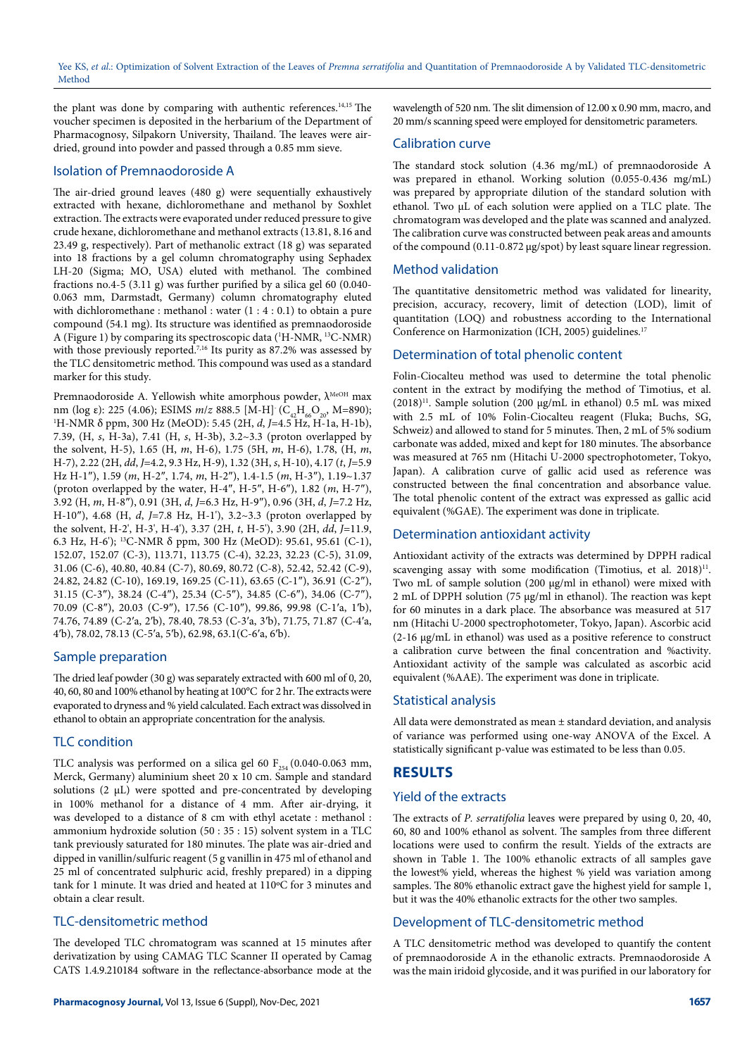the plant was done by comparing with authentic references.[14,15] The voucher specimen is deposited in the herbarium of the Department of Pharmacognosy, Silpakorn University, Thailand. The leaves were air-dried, ground into powder and passed through a 0.85 mm sieve.

## Isolation of Premnaodoroside A

The air-dried ground leaves (480 g) were sequentially exhaustively extracted with hexane, dichloromethane and methanol by Soxhlet extraction. The extracts were evaporated under reduced pressure to give crude hexane, dichloromethane and methanol extracts (13.81, 8.16 and 23.49 g, respectively). Part of methanolic extract (18 g) was separated into 18 fractions by a gel column chromatography using Sephadex LH-20 (Sigma; MO, USA) eluted with methanol. The combined fractions no.4-5 (3.11 g) was further purified by a silica gel 60 (0.040-0.063 mm, Darmstadt, Germany) column chromatography eluted with dichloromethane : methanol : water (1 : 4 : 0.1) to obtain a pure compound (54.1 mg). Its structure was identified as premnaodoroside A (Figure 1) by comparing its spectroscopic data ($^1$H-NMR, $^{13}$C-NMR) with those previously reported.[7,16] Its purity as 87.2% was assessed by the TLC densitometric method. This compound was used as a standard marker for this study.

Premnaodoroside A. Yellowish white amorphous powder, $\lambda^{MeOH}$ max nm (log ε): 225 (4.06); ESIMS *m/z* 888.5 [M-H]$^-$ ($C_{42}H_{66}O_{20}$, M=890); $^1$H-NMR δ ppm, 300 Hz (MeOD): 5.45 (2H, *d*, *J*=4.5 Hz, H-1a, H-1b), 7.39, (H, *s*, H-3a), 7.41 (H, *s*, H-3b), 3.2~3.3 (proton overlapped by the solvent, H-5), 1.65 (H, *m*, H-6), 1.75 (5H, *m*, H-6), 1.78, (H, *m*, H-7), 2.22 (2H, *dd*, *J*=4.2, 9.3 Hz, H-9), 1.32 (3H, *s*, H-10), 4.17 (*t*, *J*=5.9 Hz H-1″), 1.59 (*m*, H-2″, 1.74, *m*, H-2″), 1.4-1.5 (*m*, H-3″), 1.19~1.37 (proton overlapped by the water, H-4″, H-5″, H-6″), 1.82 (*m*, H-7″), 3.92 (H, *m*, H-8″), 0.91 (3H, *d*, *J*=6.3 Hz, H-9″), 0.96 (3H, *d*, *J*=7.2 Hz, H-10″), 4.68 (H, *d*, *J*=7.8 Hz, H-1'), 3.2~3.3 (proton overlapped by the solvent, H-2', H-3', H-4'), 3.37 (2H, *t*, H-5'), 3.90 (2H, *dd*, *J*=11.9, 6.3 Hz, H-6'); $^{13}$C-NMR δ ppm, 300 Hz (MeOD): 95.61, 95.61 (C-1), 152.07, 152.07 (C-3), 113.71, 113.75 (C-4), 32.23, 32.23 (C-5), 31.09, 31.06 (C-6), 40.80, 40.84 (C-7), 80.69, 80.72 (C-8), 52.42, 52.42 (C-9), 24.82, 24.82 (C-10), 169.19, 169.25 (C-11), 63.65 (C-1″), 36.91 (C-2″), 31.15 (C-3″), 38.24 (C-4″), 25.34 (C-5″), 34.85 (C-6″), 34.06 (C-7″), 70.09 (C-8″), 20.03 (C-9″), 17.56 (C-10″), 99.86, 99.98 (C-1′a, 1′b), 74.76, 74.89 (C-2′a, 2′b), 78.40, 78.53 (C-3′a, 3′b), 71.75, 71.87 (C-4′a, 4′b), 78.02, 78.13 (C-5′a, 5′b), 62.98, 63.1(C-6′a, 6′b).

## Sample preparation

The dried leaf powder (30 g) was separately extracted with 600 ml of 0, 20, 40, 60, 80 and 100% ethanol by heating at 100°C for 2 hr. The extracts were evaporated to dryness and % yield calculated. Each extract was dissolved in ethanol to obtain an appropriate concentration for the analysis.

## TLC condition

TLC analysis was performed on a silica gel 60 $F_{254}$ (0.040-0.063 mm, Merck, Germany) aluminium sheet 20 x 10 cm. Sample and standard solutions (2 µL) were spotted and pre-concentrated by developing in 100% methanol for a distance of 4 mm. After air-drying, it was developed to a distance of 8 cm with ethyl acetate : methanol : ammonium hydroxide solution (50 : 35 : 15) solvent system in a TLC tank previously saturated for 180 minutes. The plate was air-dried and dipped in vanillin/sulfuric reagent (5 g vanillin in 475 ml of ethanol and 25 ml of concentrated sulphuric acid, freshly prepared) in a dipping tank for 1 minute. It was dried and heated at 110ºC for 3 minutes and obtain a clear result.

## TLC-densitometric method

The developed TLC chromatogram was scanned at 15 minutes after derivatization by using CAMAG TLC Scanner II operated by Camag CATS 1.4.9.210184 software in the reflectance-absorbance mode at the wavelength of 520 nm. The slit dimension of 12.00 x 0.90 mm, macro, and 20 mm/s scanning speed were employed for densitometric parameters.

## Calibration curve

The standard stock solution (4.36 mg/mL) of premnaodoroside A was prepared in ethanol. Working solution (0.055-0.436 mg/mL) was prepared by appropriate dilution of the standard solution with ethanol. Two µL of each solution were applied on a TLC plate. The chromatogram was developed and the plate was scanned and analyzed. The calibration curve was constructed between peak areas and amounts of the compound (0.11-0.872 µg/spot) by least square linear regression.

## Method validation

The quantitative densitometric method was validated for linearity, precision, accuracy, recovery, limit of detection (LOD), limit of quantitation (LOQ) and robustness according to the International Conference on Harmonization (ICH, 2005) guidelines.[17]

## Determination of total phenolic content

Folin-Ciocalteu method was used to determine the total phenolic content in the extract by modifying the method of Timotius, et al. (2018)[11]. Sample solution (200 µg/mL in ethanol) 0.5 mL was mixed with 2.5 mL of 10% Folin-Ciocalteu reagent (Fluka; Buchs, SG, Schweiz) and allowed to stand for 5 minutes. Then, 2 mL of 5% sodium carbonate was added, mixed and kept for 180 minutes. The absorbance was measured at 765 nm (Hitachi U-2000 spectrophotometer, Tokyo, Japan). A calibration curve of gallic acid used as reference was constructed between the final concentration and absorbance value. The total phenolic content of the extract was expressed as gallic acid equivalent (%GAE). The experiment was done in triplicate.

## Determination antioxidant activity

Antioxidant activity of the extracts was determined by DPPH radical scavenging assay with some modification (Timotius, et al. 2018)[11]. Two mL of sample solution (200 µg/ml in ethanol) were mixed with 2 mL of DPPH solution (75 µg/ml in ethanol). The reaction was kept for 60 minutes in a dark place. The absorbance was measured at 517 nm (Hitachi U-2000 spectrophotometer, Tokyo, Japan). Ascorbic acid (2-16 µg/mL in ethanol) was used as a positive reference to construct a calibration curve between the final concentration and %activity. Antioxidant activity of the sample was calculated as ascorbic acid equivalent (%AAE). The experiment was done in triplicate.

## Statistical analysis

All data were demonstrated as mean ± standard deviation, and analysis of variance was performed using one-way ANOVA of the Excel. A statistically significant p-value was estimated to be less than 0.05.

# RESULTS

## Yield of the extracts

The extracts of *P. serratifolia* leaves were prepared by using 0, 20, 40, 60, 80 and 100% ethanol as solvent. The samples from three different locations were used to confirm the result. Yields of the extracts are shown in Table 1. The 100% ethanolic extracts of all samples gave the lowest% yield, whereas the highest % yield was variation among samples. The 80% ethanolic extract gave the highest yield for sample 1, but it was the 40% ethanolic extracts for the other two samples.

## Development of TLC-densitometric method

A TLC densitometric method was developed to quantify the content of premnaodoroside A in the ethanolic extracts. Premnaodoroside A was the main iridoid glycoside, and it was purified in our laboratory for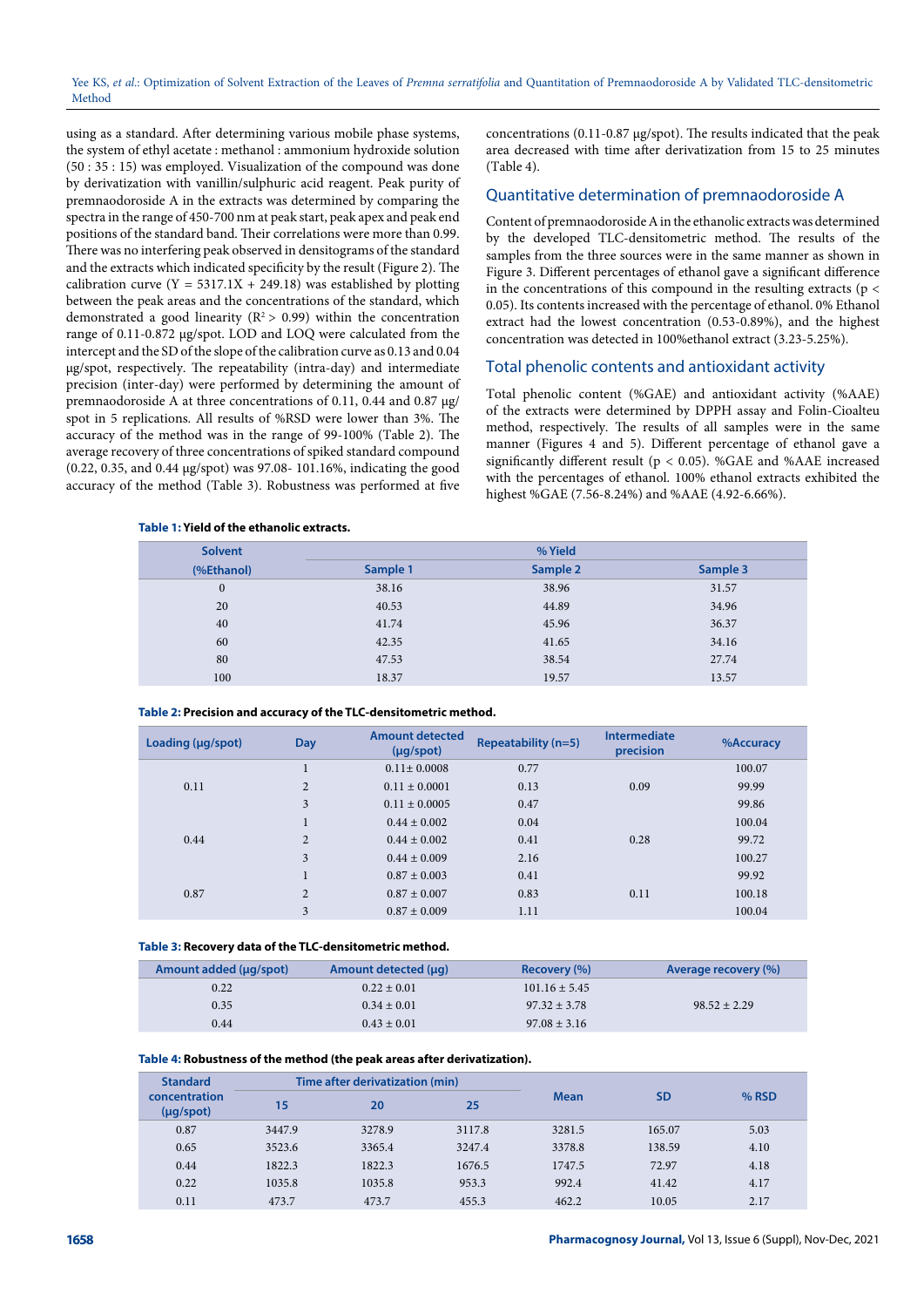using as a standard. After determining various mobile phase systems, the system of ethyl acetate : methanol : ammonium hydroxide solution (50 : 35 : 15) was employed. Visualization of the compound was done by derivatization with vanillin/sulphuric acid reagent. Peak purity of premnaodoroside A in the extracts was determined by comparing the spectra in the range of 450-700 nm at peak start, peak apex and peak end positions of the standard band. Their correlations were more than 0.99. There was no interfering peak observed in densitograms of the standard and the extracts which indicated specificity by the result (Figure 2). The calibration curve (Y = 5317.1X + 249.18) was established by plotting between the peak areas and the concentrations of the standard, which demonstrated a good linearity ($R^2 > 0.99$) within the concentration range of 0.11-0.872 µg/spot. LOD and LOQ were calculated from the intercept and the SD of the slope of the calibration curve as 0.13 and 0.04 µg/spot, respectively. The repeatability (intra-day) and intermediate precision (inter-day) were performed by determining the amount of premnaodoroside A at three concentrations of 0.11, 0.44 and 0.87 µg/spot in 5 replications. All results of %RSD were lower than 3%. The accuracy of the method was in the range of 99-100% (Table 2). The average recovery of three concentrations of spiked standard compound (0.22, 0.35, and 0.44 µg/spot) was 97.08- 101.16%, indicating the good accuracy of the method (Table 3). Robustness was performed at five concentrations (0.11-0.87 µg/spot). The results indicated that the peak area decreased with time after derivatization from 15 to 25 minutes (Table 4).

## Quantitative determination of premnaodoroside A

Content of premnaodoroside A in the ethanolic extracts was determined by the developed TLC-densitometric method. The results of the samples from the three sources were in the same manner as shown in Figure 3. Different percentages of ethanol gave a significant difference in the concentrations of this compound in the resulting extracts ($p < 0.05$). Its contents increased with the percentage of ethanol. 0% Ethanol extract had the lowest concentration (0.53-0.89%), and the highest concentration was detected in 100%ethanol extract (3.23-5.25%).

## Total phenolic contents and antioxidant activity

Total phenolic content (%GAE) and antioxidant activity (%AAE) of the extracts were determined by DPPH assay and Folin-Cioalteu method, respectively. The results of all samples were in the same manner (Figures 4 and 5). Different percentage of ethanol gave a significantly different result ($p < 0.05$). %GAE and %AAE increased with the percentages of ethanol. 100% ethanol extracts exhibited the highest %GAE (7.56-8.24%) and %AAE (4.92-6.66%).

**Table 1: Yield of the ethanolic extracts.**

| Solvent (%Ethanol) | % Yield | | |
|---|---|---|---|
| | Sample 1 | Sample 2 | Sample 3 |
| 0 | 38.16 | 38.96 | 31.57 |
| 20 | 40.53 | 44.89 | 34.96 |
| 40 | 41.74 | 45.96 | 36.37 |
| 60 | 42.35 | 41.65 | 34.16 |
| 80 | 47.53 | 38.54 | 27.74 |
| 100 | 18.37 | 19.57 | 13.57 |

**Table 2: Precision and accuracy of the TLC-densitometric method.**

| Loading (µg/spot) | Day | Amount detected (µg/spot) | Repeatability (n=5) | Intermediate precision | %Accuracy |
|---|---|---|---|---|---|
| 0.11 | 1 | 0.11± 0.0008 | 0.77 | 0.09 | 100.07 |
| | 2 | 0.11 ± 0.0001 | 0.13 | | 99.99 |
| | 3 | 0.11 ± 0.0005 | 0.47 | | 99.86 |
| 0.44 | 1 | 0.44 ± 0.002 | 0.04 | 0.28 | 100.04 |
| | 2 | 0.44 ± 0.002 | 0.41 | | 99.72 |
| | 3 | 0.44 ± 0.009 | 2.16 | | 100.27 |
| 0.87 | 1 | 0.87 ± 0.003 | 0.41 | 0.11 | 99.92 |
| | 2 | 0.87 ± 0.007 | 0.83 | | 100.18 |
| | 3 | 0.87 ± 0.009 | 1.11 | | 100.04 |

**Table 3: Recovery data of the TLC-densitometric method.**

| Amount added (µg/spot) | Amount detected (µg) | Recovery (%) | Average recovery (%) |
|---|---|---|---|
| 0.22 | 0.22 ± 0.01 | 101.16 ± 5.45 | 98.52 ± 2.29 |
| 0.35 | 0.34 ± 0.01 | 97.32 ± 3.78 | |
| 0.44 | 0.43 ± 0.01 | 97.08 ± 3.16 | |

**Table 4: Robustness of the method (the peak areas after derivatization).**

| Standard concentration (µg/spot) | Time after derivatization (min) | | | Mean | SD | % RSD |
|---|---|---|---|---|---|---|
| | 15 | 20 | 25 | | | |
| 0.87 | 3447.9 | 3278.9 | 3117.8 | 3281.5 | 165.07 | 5.03 |
| 0.65 | 3523.6 | 3365.4 | 3247.4 | 3378.8 | 138.59 | 4.10 |
| 0.44 | 1822.3 | 1822.3 | 1676.5 | 1747.5 | 72.97 | 4.18 |
| 0.22 | 1035.8 | 1035.8 | 953.3 | 992.4 | 41.42 | 4.17 |
| 0.11 | 473.7 | 473.7 | 455.3 | 462.2 | 10.05 | 2.17 |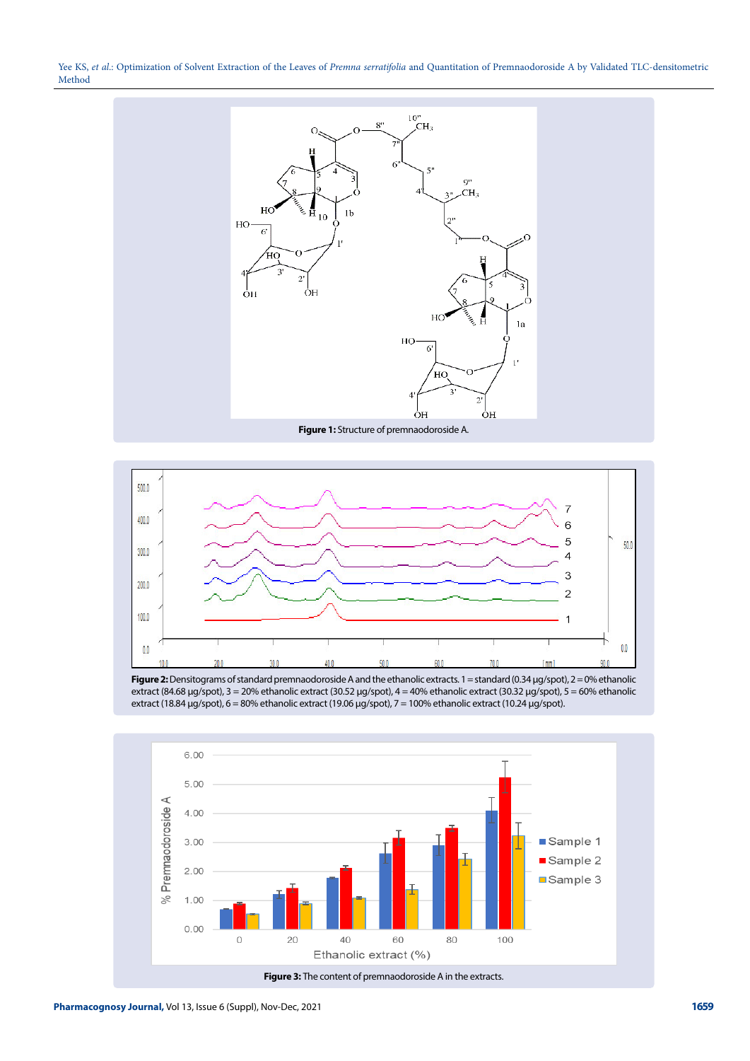**Figure 1:** Structure of premnaodoroside A.

**Figure 2:** Densitograms of standard premnaodoroside A and the ethanolic extracts. 1 = standard (0.34 µg/spot), 2 = 0% ethanolic extract (84.68 µg/spot), 3 = 20% ethanolic extract (30.52 µg/spot), 4 = 40% ethanolic extract (30.32 µg/spot), 5 = 60% ethanolic extract (18.84 µg/spot), 6 = 80% ethanolic extract (19.06 µg/spot), 7 = 100% ethanolic extract (10.24 µg/spot).

**Figure 3:** The content of premnaodoroside A in the extracts.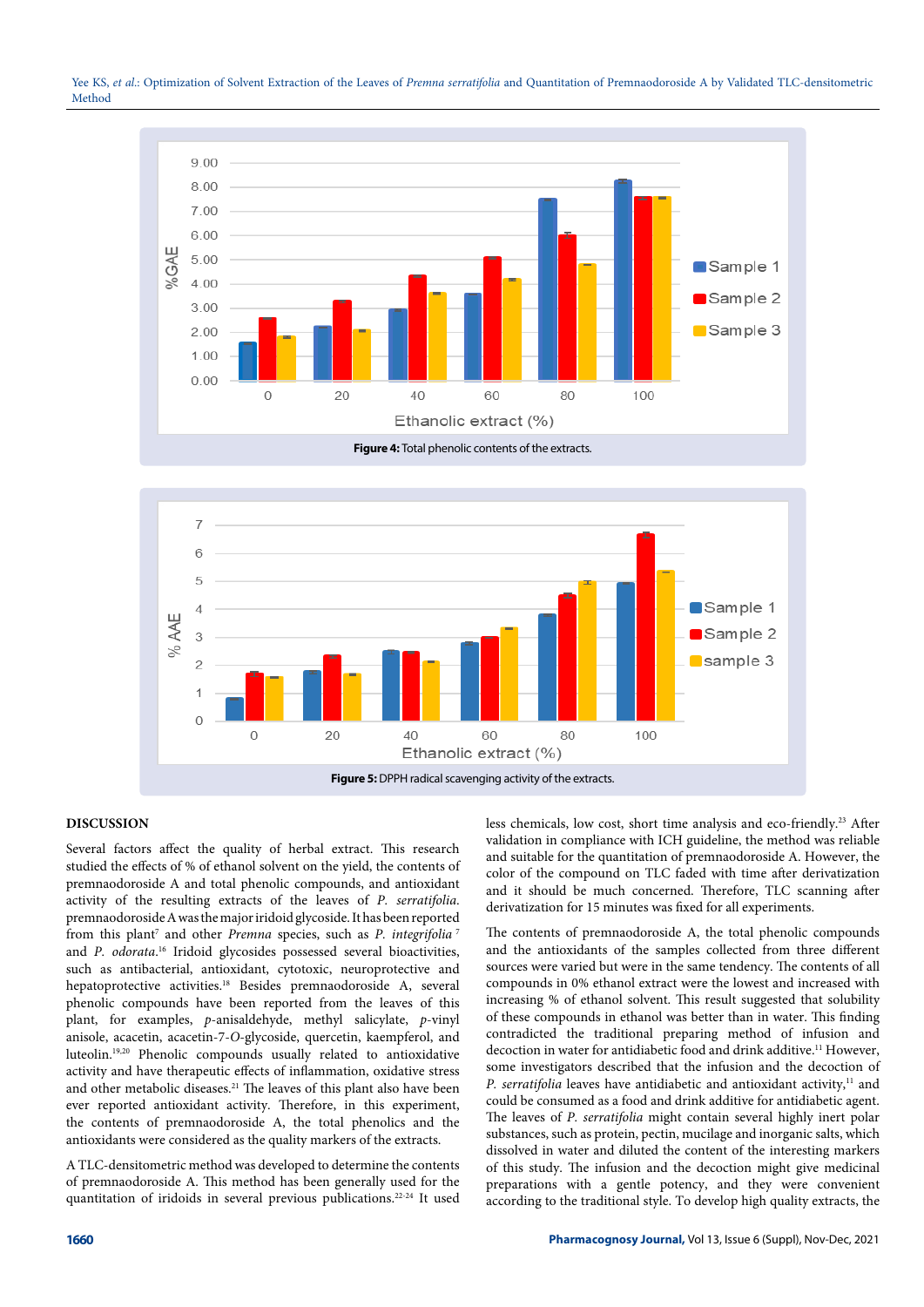Figure 4: Total phenolic contents of the extracts.

Figure 5: DPPH radical scavenging activity of the extracts.

## DISCUSSION

Several factors affect the quality of herbal extract. This research studied the effects of % of ethanol solvent on the yield, the contents of premnaodoroside A and total phenolic compounds, and antioxidant activity of the resulting extracts of the leaves of *P. serratifolia*. premnaodoroside A was the major iridoid glycoside. It has been reported from this plant[7] and other *Premna* species, such as *P. integrifolia*[7] and *P. odorata*.[16] Iridoid glycosides possessed several bioactivities, such as antibacterial, antioxidant, cytotoxic, neuroprotective and hepatoprotective activities.[18] Besides premnaodoroside A, several phenolic compounds have been reported from the leaves of this plant, for examples, *p*-anisaldehyde, methyl salicylate, *p*-vinyl anisole, acacetin, acacetin-7-*O*-glycoside, quercetin, kaempferol, and luteolin.[19,20] Phenolic compounds usually related to antioxidative activity and have therapeutic effects of inflammation, oxidative stress and other metabolic diseases.[21] The leaves of this plant also have been ever reported antioxidant activity. Therefore, in this experiment, the contents of premnaodoroside A, the total phenolics and the antioxidants were considered as the quality markers of the extracts.

A TLC-densitometric method was developed to determine the contents of premnaodoroside A. This method has been generally used for the quantitation of iridoids in several previous publications.[22-24] It used less chemicals, low cost, short time analysis and eco-friendly.[23] After validation in compliance with ICH guideline, the method was reliable and suitable for the quantitation of premnaodoroside A. However, the color of the compound on TLC faded with time after derivatization and it should be much concerned. Therefore, TLC scanning after derivatization for 15 minutes was fixed for all experiments.

The contents of premnaodoroside A, the total phenolic compounds and the antioxidants of the samples collected from three different sources were varied but were in the same tendency. The contents of all compounds in 0% ethanol extract were the lowest and increased with increasing % of ethanol solvent. This result suggested that solubility of these compounds in ethanol was better than in water. This finding contradicted the traditional preparing method of infusion and decoction in water for antidiabetic food and drink additive.[11] However, some investigators described that the infusion and the decoction of *P. serratifolia* leaves have antidiabetic and antioxidant activity,[11] and could be consumed as a food and drink additive for antidiabetic agent. The leaves of *P. serratifolia* might contain several highly inert polar substances, such as protein, pectin, mucilage and inorganic salts, which dissolved in water and diluted the content of the interesting markers of this study. The infusion and the decoction might give medicinal preparations with a gentle potency, and they were convenient according to the traditional style. To develop high quality extracts, the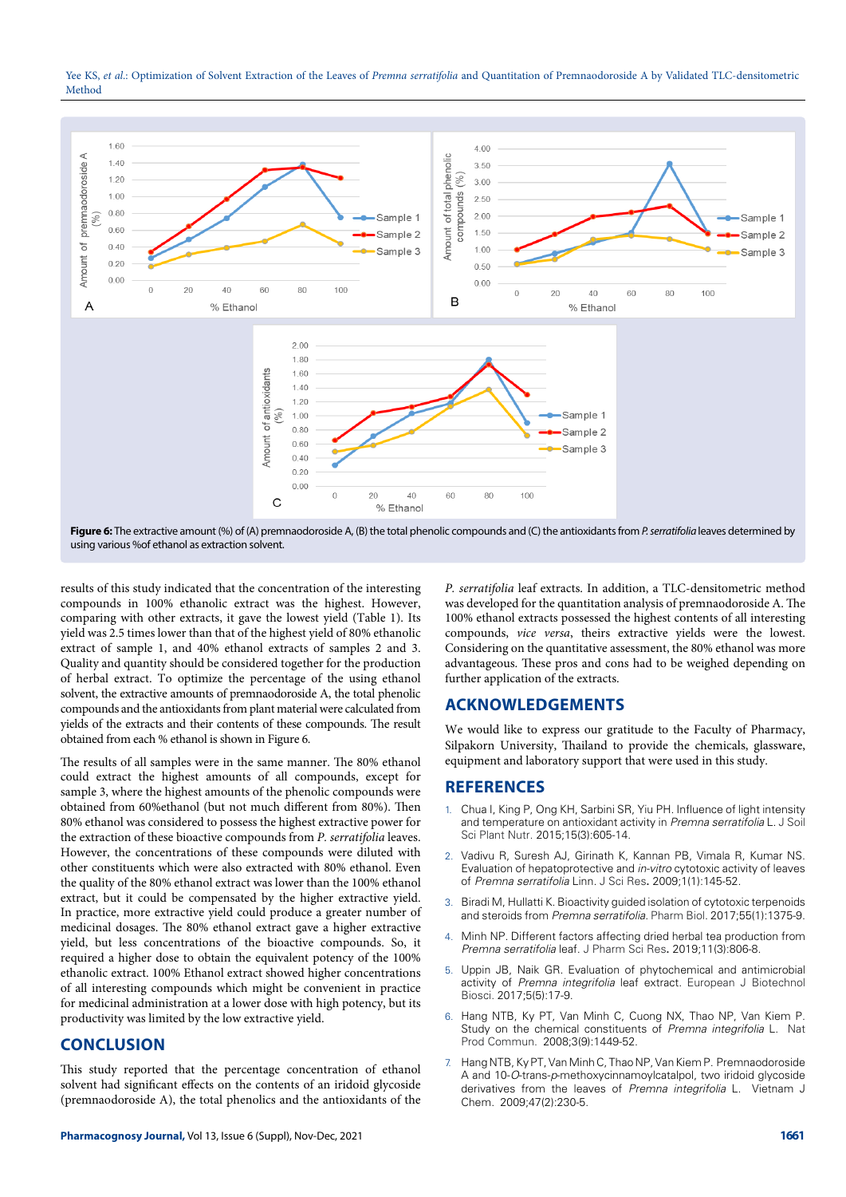Figure 6: The extractive amount (%) of (A) premnaodoroside A, (B) the total phenolic compounds and (C) the antioxidants from *P. serratifolia* leaves determined by using various %of ethanol as extraction solvent.

results of this study indicated that the concentration of the interesting compounds in 100% ethanolic extract was the highest. However, comparing with other extracts, it gave the lowest yield (Table 1). Its yield was 2.5 times lower than that of the highest yield of 80% ethanolic extract of sample 1, and 40% ethanol extracts of samples 2 and 3. Quality and quantity should be considered together for the production of herbal extract. To optimize the percentage of the using ethanol solvent, the extractive amounts of premnaodoroside A, the total phenolic compounds and the antioxidants from plant material were calculated from yields of the extracts and their contents of these compounds. The result obtained from each % ethanol is shown in Figure 6.

The results of all samples were in the same manner. The 80% ethanol could extract the highest amounts of all compounds, except for sample 3, where the highest amounts of the phenolic compounds were obtained from 60%ethanol (but not much different from 80%). Then 80% ethanol was considered to possess the highest extractive power for the extraction of these bioactive compounds from *P. serratifolia* leaves. However, the concentrations of these compounds were diluted with other constituents which were also extracted with 80% ethanol. Even the quality of the 80% ethanol extract was lower than the 100% ethanol extract, but it could be compensated by the higher extractive yield. In practice, more extractive yield could produce a greater number of medicinal dosages. The 80% ethanol extract gave a higher extractive yield, but less concentrations of the bioactive compounds. So, it required a higher dose to obtain the equivalent potency of the 100% ethanolic extract. 100% Ethanol extract showed higher concentrations of all interesting compounds which might be convenient in practice for medicinal administration at a lower dose with high potency, but its productivity was limited by the low extractive yield.

## CONCLUSION

This study reported that the percentage concentration of ethanol solvent had significant effects on the contents of an iridoid glycoside (premnaodoroside A), the total phenolics and the antioxidants of the *P. serratifolia* leaf extracts. In addition, a TLC-densitometric method was developed for the quantitation analysis of premnaodoroside A. The 100% ethanol extracts possessed the highest contents of all interesting compounds, *vice versa*, their extractive yields were the lowest. Considering on the quantitative assessment, the 80% ethanol was more advantageous. These pros and cons had to be weighed depending on further application of the extracts.

## ACKNOWLEDGEMENTS

We would like to express our gratitude to the Faculty of Pharmacy, Silpakorn University, Thailand to provide the chemicals, glassware, equipment and laboratory support that were used in this study.

## REFERENCES

1. Chua I, King P, Ong KH, Sarbini SR, Yiu PH. Influence of light intensity and temperature on antioxidant activity in *Premna serratifolia* L. J Soil Sci Plant Nutr. 2015;15(3):605-14.
2. Vadivu R, Suresh AJ, Girinath K, Kannan PB, Vimala R, Kumar NS. Evaluation of hepatoprotective and *in-vitro* cytotoxic activity of leaves of *Premna serratifolia* Linn. J Sci Res. 2009;1(1):145-52.
3. Biradi M, Hullatti K. Bioactivity guided isolation of cytotoxic terpenoids and steroids from *Premna serratifolia*. Pharm Biol. 2017;55(1):1375-9.
4. Minh NP. Different factors affecting dried herbal tea production from *Premna serratifolia* leaf. J Pharm Sci Res. 2019;11(3):806-8.
5. Uppin JB, Naik GR. Evaluation of phytochemical and antimicrobial activity of *Premna integrifolia* leaf extract. European J Biotechnol Biosci. 2017;5(5):17-9.
6. Hang NTB, Ky PT, Van Minh C, Cuong NX, Thao NP, Van Kiem P. Study on the chemical constituents of *Premna integrifolia* L. Nat Prod Commun. 2008;3(9):1449-52.
7. Hang NTB, Ky PT, Van Minh C, Thao NP, Van Kiem P. Premnaodoroside A and 10-*O*-trans-*p*-methoxycinnamoylcatalpol, two iridoid glycoside derivatives from the leaves of *Premna integrifolia* L. Vietnam J Chem. 2009;47(2):230-5.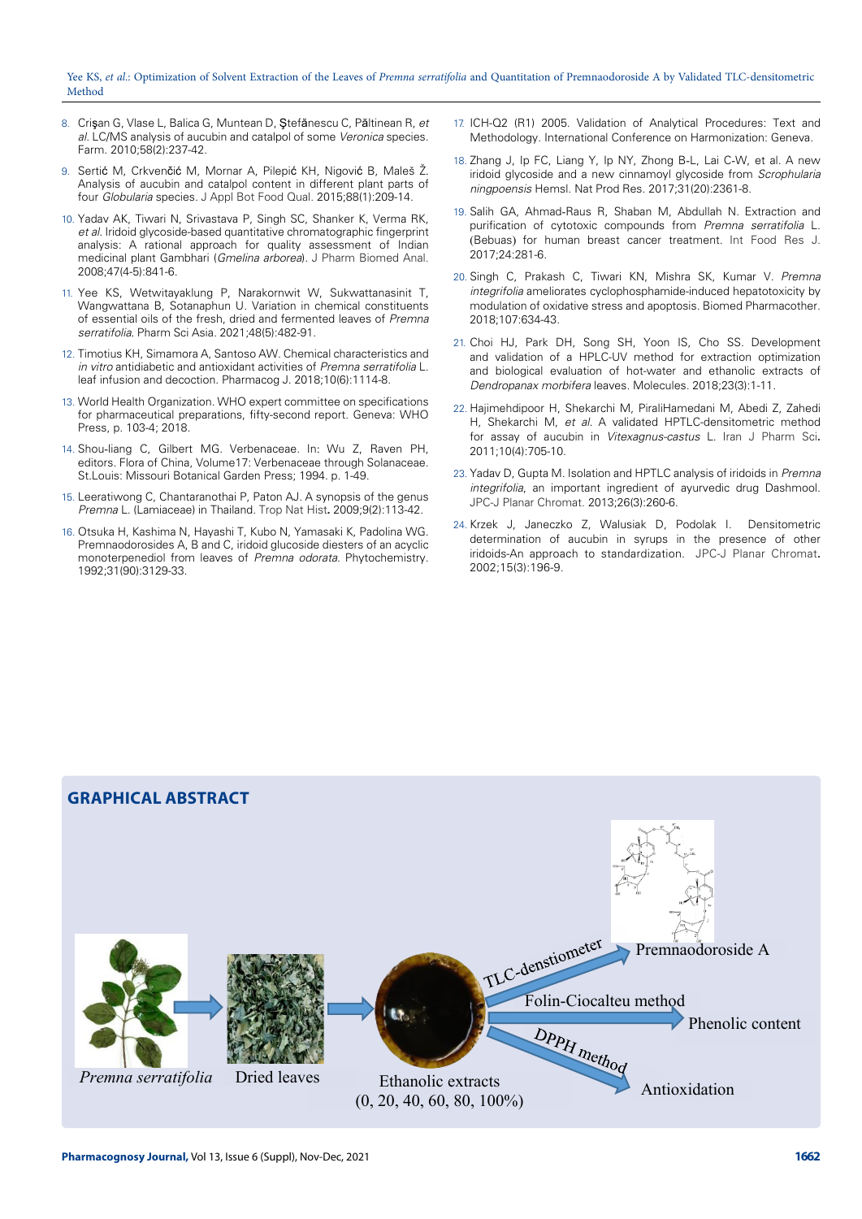8. Crişan G, Vlase L, Balica G, Muntean D, Ştefănescu C, Păltinean R, *et al.* LC/MS analysis of aucubin and catalpol of some *Veronica* species. Farm. 2010;58(2):237-42.
9. Sertić M, Crkvenčić M, Mornar A, Pilepić KH, Nigović B, Maleš Ž. Analysis of aucubin and catalpol content in different plant parts of four *Globularia* species. J Appl Bot Food Qual. 2015;88(1):209-14.
10. Yadav AK, Tiwari N, Srivastava P, Singh SC, Shanker K, Verma RK, *et al.* Iridoid glycoside-based quantitative chromatographic fingerprint analysis: A rational approach for quality assessment of Indian medicinal plant Gambhari (*Gmelina arborea*). J Pharm Biomed Anal. 2008;47(4-5):841-6.
11. Yee KS, Wetwitayaklung P, Narakornwit W, Sukwattanasinit T, Wangwattana B, Sotanaphun U. Variation in chemical constituents of essential oils of the fresh, dried and fermented leaves of *Premna serratifolia*. Pharm Sci Asia. 2021;48(5):482-91.
12. Timotius KH, Simamora A, Santoso AW. Chemical characteristics and *in vitro* antidiabetic and antioxidant activities of *Premna serratifolia* L. leaf infusion and decoction. Pharmacog J. 2018;10(6):1114-8.
13. World Health Organization. WHO expert committee on specifications for pharmaceutical preparations, fifty-second report. Geneva: WHO Press, p. 103-4; 2018.
14. Shou-liang C, Gilbert MG. Verbenaceae. In: Wu Z, Raven PH, editors. Flora of China, Volume17: Verbenaceae through Solanaceae. St.Louis: Missouri Botanical Garden Press; 1994. p. 1-49.
15. Leeratiwong C, Chantaranothai P, Paton AJ. A synopsis of the genus *Premna* L. (Lamiaceae) in Thailand. Trop Nat Hist. 2009;9(2):113-42.
16. Otsuka H, Kashima N, Hayashi T, Kubo N, Yamasaki K, Padolina WG. Premnaodorosides A, B and C, iridoid glucoside diesters of an acyclic monoterpenediol from leaves of *Premna odorata*. Phytochemistry. 1992;31(90):3129-33.
17. ICH-Q2 (R1) 2005. Validation of Analytical Procedures: Text and Methodology. International Conference on Harmonization: Geneva.
18. Zhang J, Ip FC, Liang Y, Ip NY, Zhong B-L, Lai C-W, et al. A new iridoid glycoside and a new cinnamoyl glycoside from *Scrophularia ningpoensis* Hemsl. Nat Prod Res. 2017;31(20):2361-8.
19. Salih GA, Ahmad-Raus R, Shaban M, Abdullah N. Extraction and purification of cytotoxic compounds from *Premna serratifolia* L. (Bebuas) for human breast cancer treatment. Int Food Res J. 2017;24:281-6.
20. Singh C, Prakash C, Tiwari KN, Mishra SK, Kumar V. *Premna integrifolia* ameliorates cyclophosphamide-induced hepatotoxicity by modulation of oxidative stress and apoptosis. Biomed Pharmacother. 2018;107:634-43.
21. Choi HJ, Park DH, Song SH, Yoon IS, Cho SS. Development and validation of a HPLC-UV method for extraction optimization and biological evaluation of hot-water and ethanolic extracts of *Dendropanax morbifera* leaves. Molecules. 2018;23(3):1-11.
22. Hajimehdipoor H, Shekarchi M, PiraliHamedani M, Abedi Z, Zahedi H, Shekarchi M, *et al.* A validated HPTLC-densitometric method for assay of aucubin in *Vitexagnus-castus* L. Iran J Pharm Sci. 2011;10(4):705-10.
23. Yadav D, Gupta M. Isolation and HPTLC analysis of iridoids in *Premna integrifolia*, an important ingredient of ayurvedic drug Dashmool. JPC-J Planar Chromat. 2013;26(3):260-6.
24. Krzek J, Janeczko Z, Walusiak D, Podolak I. Densitometric determination of aucubin in syrups in the presence of other iridoids-An approach to standardization. JPC-J Planar Chromat. 2002;15(3):196-9.

## GRAPHICAL ABSTRACT

*Premna serratifolia* → Dried leaves → Ethanolic extracts (0, 20, 40, 60, 80, 100%)

- TLC-denstiometer → Premnaodoroside A
- Folin-Ciocalteu method → Phenolic content
- DPPH method → Antioxidation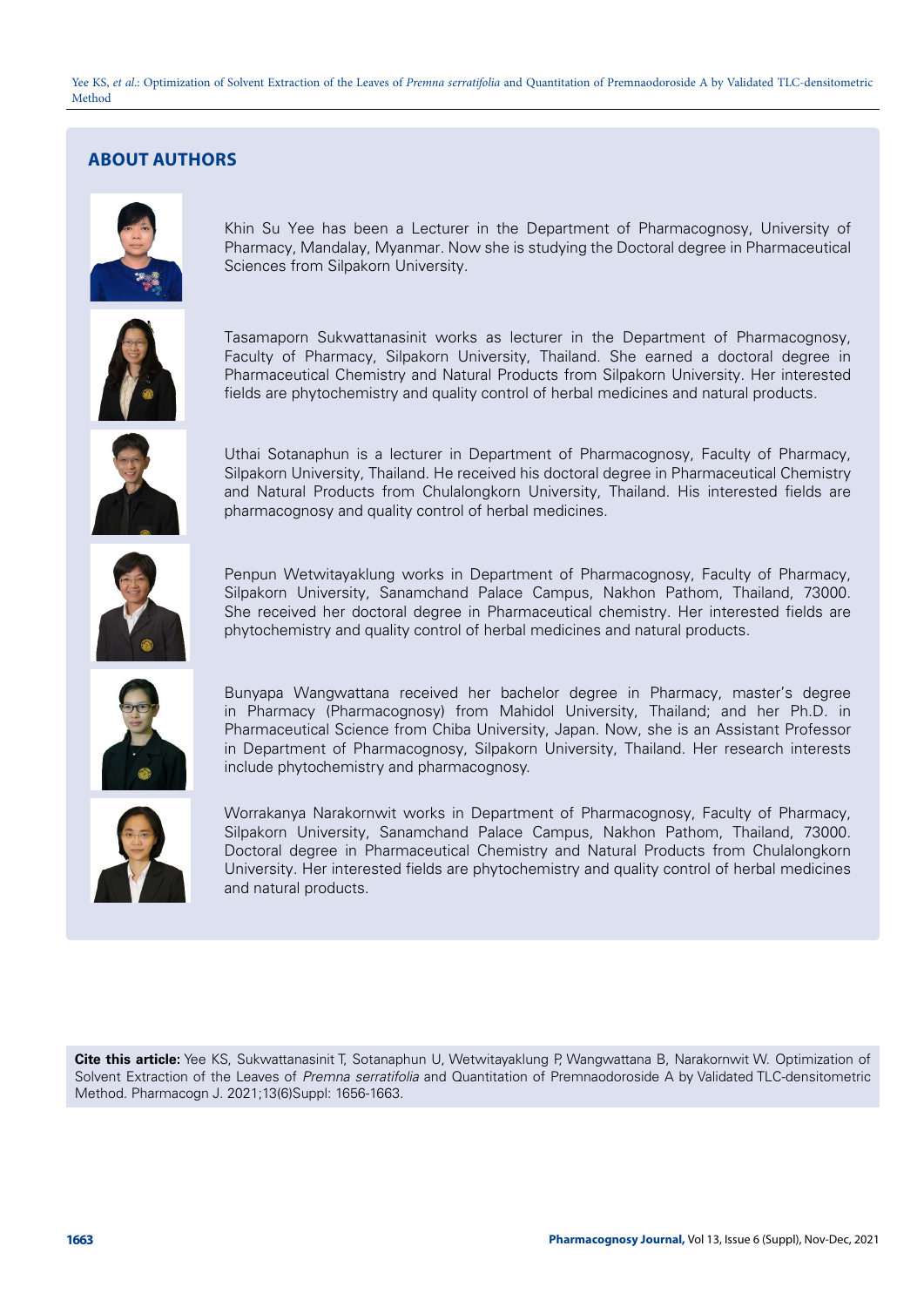## ABOUT AUTHORS

Khin Su Yee has been a Lecturer in the Department of Pharmacognosy, University of Pharmacy, Mandalay, Myanmar. Now she is studying the Doctoral degree in Pharmaceutical Sciences from Silpakorn University.

Tasamaporn Sukwattanasinit works as lecturer in the Department of Pharmacognosy, Faculty of Pharmacy, Silpakorn University, Thailand. She earned a doctoral degree in Pharmaceutical Chemistry and Natural Products from Silpakorn University. Her interested fields are phytochemistry and quality control of herbal medicines and natural products.

Uthai Sotanaphun is a lecturer in Department of Pharmacognosy, Faculty of Pharmacy, Silpakorn University, Thailand. He received his doctoral degree in Pharmaceutical Chemistry and Natural Products from Chulalongkorn University, Thailand. His interested fields are pharmacognosy and quality control of herbal medicines.

Penpun Wetwitayaklung works in Department of Pharmacognosy, Faculty of Pharmacy, Silpakorn University, Sanamchand Palace Campus, Nakhon Pathom, Thailand, 73000. She received her doctoral degree in Pharmaceutical chemistry. Her interested fields are phytochemistry and quality control of herbal medicines and natural products.

Bunyapa Wangwattana received her bachelor degree in Pharmacy, master's degree in Pharmacy (Pharmacognosy) from Mahidol University, Thailand; and her Ph.D. in Pharmaceutical Science from Chiba University, Japan. Now, she is an Assistant Professor in Department of Pharmacognosy, Silpakorn University, Thailand. Her research interests include phytochemistry and pharmacognosy.

Worrakanya Narakornwit works in Department of Pharmacognosy, Faculty of Pharmacy, Silpakorn University, Sanamchand Palace Campus, Nakhon Pathom, Thailand, 73000. Doctoral degree in Pharmaceutical Chemistry and Natural Products from Chulalongkorn University. Her interested fields are phytochemistry and quality control of herbal medicines and natural products.

**Cite this article:** Yee KS, Sukwattanasinit T, Sotanaphun U, Wetwitayaklung P, Wangwattana B, Narakornwit W. Optimization of Solvent Extraction of the Leaves of *Premna serratifolia* and Quantitation of Premnaodoroside A by Validated TLC-densitometric Method. Pharmacogn J. 2021;13(6)Suppl: 1656-1663.